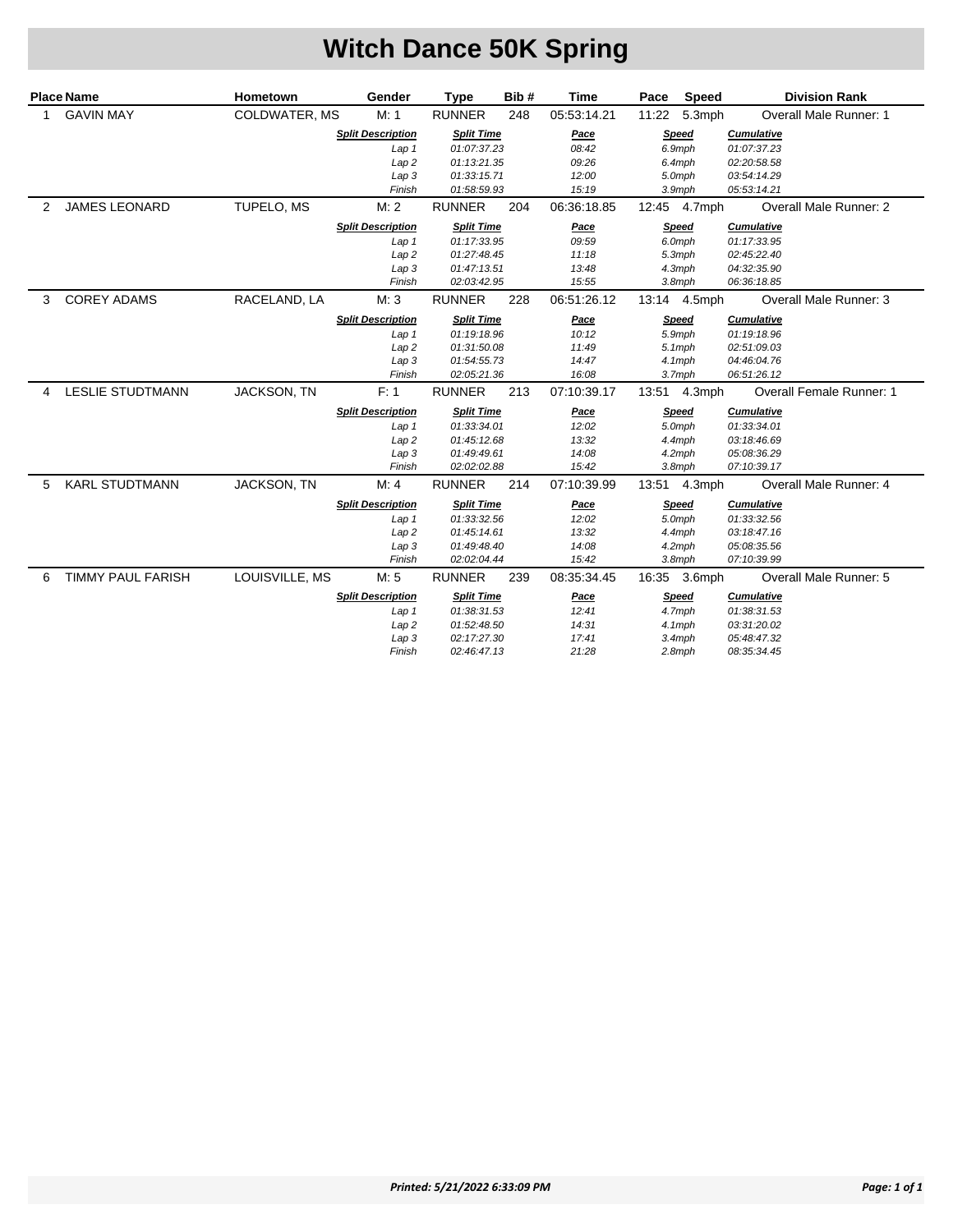# Witch Dance 50K Spring

| Place | Name | Hometown | Gender | Type | Bib # | Time | Pace | Speed | Division Rank |
|---|---|---|---|---|---|---|---|---|---|
| 1 | GAVIN MAY | COLDWATER, MS | M: 1 | RUNNER | 248 | 05:53:14.21 | 11:22 | 5.3mph | Overall Male Runner: 1 |

| Split Description | Split Time | Pace | Speed | Cumulative |
|---|---|---|---|---|
| *Lap 1* | *01:07:37.23* | *08:42* | *6.9mph* | *01:07:37.23* |
| *Lap 2* | *01:13:21.35* | *09:26* | *6.4mph* | *02:20:58.58* |
| *Lap 3* | *01:33:15.71* | *12:00* | *5.0mph* | *03:54:14.29* |
| *Finish* | *01:58:59.93* | *15:19* | *3.9mph* | *05:53:14.21* |

| Place | Name | Hometown | Gender | Type | Bib # | Time | Pace | Speed | Division Rank |
|---|---|---|---|---|---|---|---|---|---|
| 2 | JAMES LEONARD | TUPELO, MS | M: 2 | RUNNER | 204 | 06:36:18.85 | 12:45 | 4.7mph | Overall Male Runner: 2 |

| Split Description | Split Time | Pace | Speed | Cumulative |
|---|---|---|---|---|
| *Lap 1* | *01:17:33.95* | *09:59* | *6.0mph* | *01:17:33.95* |
| *Lap 2* | *01:27:48.45* | *11:18* | *5.3mph* | *02:45:22.40* |
| *Lap 3* | *01:47:13.51* | *13:48* | *4.3mph* | *04:32:35.90* |
| *Finish* | *02:03:42.95* | *15:55* | *3.8mph* | *06:36:18.85* |

| Place | Name | Hometown | Gender | Type | Bib # | Time | Pace | Speed | Division Rank |
|---|---|---|---|---|---|---|---|---|---|
| 3 | COREY ADAMS | RACELAND, LA | M: 3 | RUNNER | 228 | 06:51:26.12 | 13:14 | 4.5mph | Overall Male Runner: 3 |

| Split Description | Split Time | Pace | Speed | Cumulative |
|---|---|---|---|---|
| *Lap 1* | *01:19:18.96* | *10:12* | *5.9mph* | *01:19:18.96* |
| *Lap 2* | *01:31:50.08* | *11:49* | *5.1mph* | *02:51:09.03* |
| *Lap 3* | *01:54:55.73* | *14:47* | *4.1mph* | *04:46:04.76* |
| *Finish* | *02:05:21.36* | *16:08* | *3.7mph* | *06:51:26.12* |

| Place | Name | Hometown | Gender | Type | Bib # | Time | Pace | Speed | Division Rank |
|---|---|---|---|---|---|---|---|---|---|
| 4 | LESLIE STUDTMANN | JACKSON, TN | F: 1 | RUNNER | 213 | 07:10:39.17 | 13:51 | 4.3mph | Overall Female Runner: 1 |

| Split Description | Split Time | Pace | Speed | Cumulative |
|---|---|---|---|---|
| *Lap 1* | *01:33:34.01* | *12:02* | *5.0mph* | *01:33:34.01* |
| *Lap 2* | *01:45:12.68* | *13:32* | *4.4mph* | *03:18:46.69* |
| *Lap 3* | *01:49:49.61* | *14:08* | *4.2mph* | *05:08:36.29* |
| *Finish* | *02:02:02.88* | *15:42* | *3.8mph* | *07:10:39.17* |

| Place | Name | Hometown | Gender | Type | Bib # | Time | Pace | Speed | Division Rank |
|---|---|---|---|---|---|---|---|---|---|
| 5 | KARL STUDTMANN | JACKSON, TN | M: 4 | RUNNER | 214 | 07:10:39.99 | 13:51 | 4.3mph | Overall Male Runner: 4 |

| Split Description | Split Time | Pace | Speed | Cumulative |
|---|---|---|---|---|
| *Lap 1* | *01:33:32.56* | *12:02* | *5.0mph* | *01:33:32.56* |
| *Lap 2* | *01:45:14.61* | *13:32* | *4.4mph* | *03:18:47.16* |
| *Lap 3* | *01:49:48.40* | *14:08* | *4.2mph* | *05:08:35.56* |
| *Finish* | *02:02:04.44* | *15:42* | *3.8mph* | *07:10:39.99* |

| Place | Name | Hometown | Gender | Type | Bib # | Time | Pace | Speed | Division Rank |
|---|---|---|---|---|---|---|---|---|---|
| 6 | TIMMY PAUL FARISH | LOUISVILLE, MS | M: 5 | RUNNER | 239 | 08:35:34.45 | 16:35 | 3.6mph | Overall Male Runner: 5 |

| Split Description | Split Time | Pace | Speed | Cumulative |
|---|---|---|---|---|
| *Lap 1* | *01:38:31.53* | *12:41* | *4.7mph* | *01:38:31.53* |
| *Lap 2* | *01:52:48.50* | *14:31* | *4.1mph* | *03:31:20.02* |
| *Lap 3* | *02:17:27.30* | *17:41* | *3.4mph* | *05:48:47.32* |
| *Finish* | *02:46:47.13* | *21:28* | *2.8mph* | *08:35:34.45* |

***Printed: 5/21/2022 6:33:09 PM***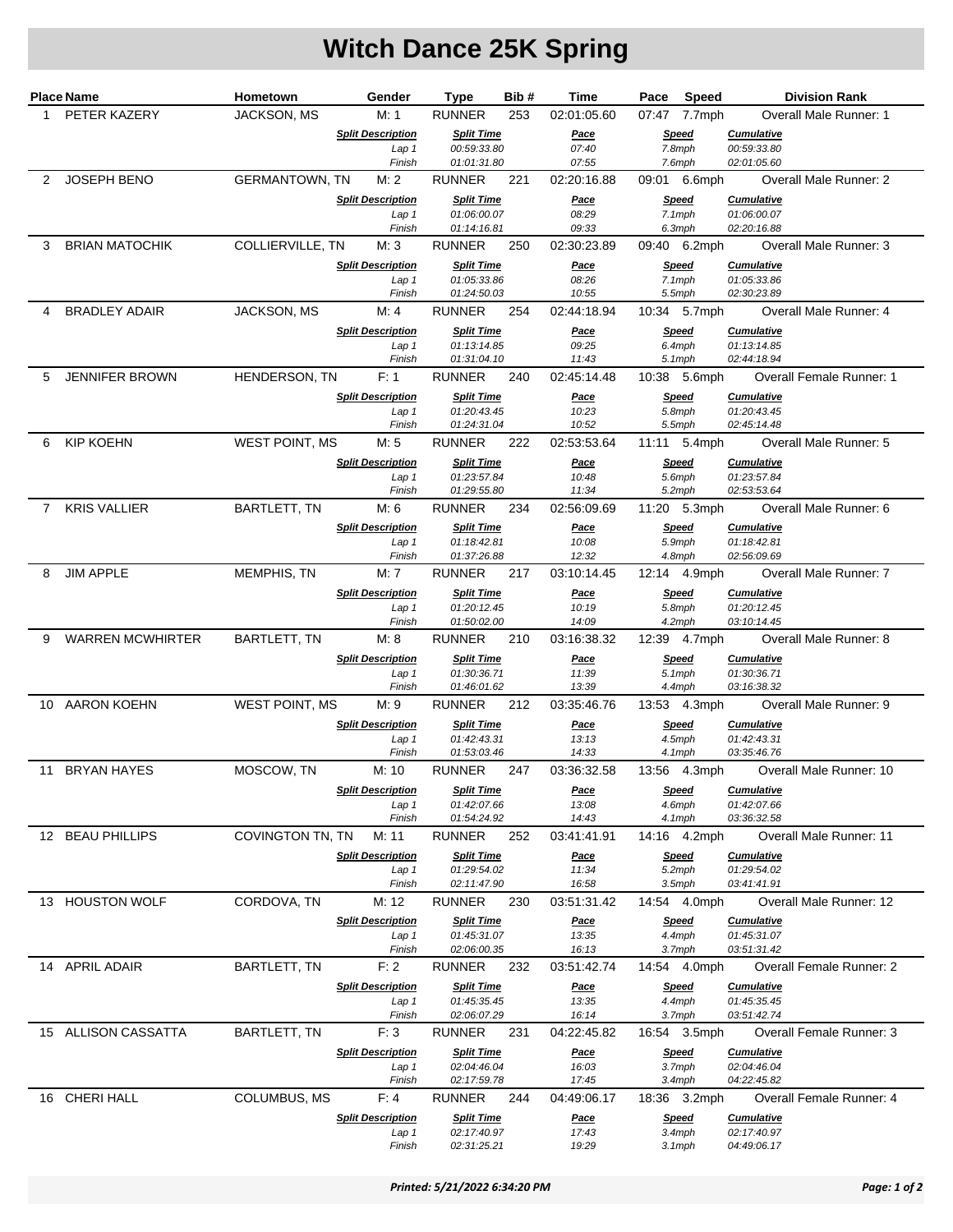# Witch Dance 25K Spring

| Place | Name | Hometown | Gender | Type | Bib # | Time | Pace | Speed | Division Rank |
|---|---|---|---|---|---|---|---|---|---|
| 1 | PETER KAZERY | JACKSON, MS | M: 1 | RUNNER | 253 | 02:01:05.60 | 07:47 | 7.7mph | Overall Male Runner: 1 |
| | | | *Split Description* | *Split Time* | | *Pace* | | *Speed* | *Cumulative* |
| | | | *Lap 1* | *00:59:33.80* | | *07:40* | | *7.8mph* | *00:59:33.80* |
| | | | *Finish* | *01:01:31.80* | | *07:55* | | *7.6mph* | *02:01:05.60* |
| 2 | JOSEPH BENO | GERMANTOWN, TN | M: 2 | RUNNER | 221 | 02:20:16.88 | 09:01 | 6.6mph | Overall Male Runner: 2 |
| | | | *Split Description* | *Split Time* | | *Pace* | | *Speed* | *Cumulative* |
| | | | *Lap 1* | *01:06:00.07* | | *08:29* | | *7.1mph* | *01:06:00.07* |
| | | | *Finish* | *01:14:16.81* | | *09:33* | | *6.3mph* | *02:20:16.88* |
| 3 | BRIAN MATOCHIK | COLLIERVILLE, TN | M: 3 | RUNNER | 250 | 02:30:23.89 | 09:40 | 6.2mph | Overall Male Runner: 3 |
| | | | *Split Description* | *Split Time* | | *Pace* | | *Speed* | *Cumulative* |
| | | | *Lap 1* | *01:05:33.86* | | *08:26* | | *7.1mph* | *01:05:33.86* |
| | | | *Finish* | *01:24:50.03* | | *10:55* | | *5.5mph* | *02:30:23.89* |
| 4 | BRADLEY ADAIR | JACKSON, MS | M: 4 | RUNNER | 254 | 02:44:18.94 | 10:34 | 5.7mph | Overall Male Runner: 4 |
| | | | *Split Description* | *Split Time* | | *Pace* | | *Speed* | *Cumulative* |
| | | | *Lap 1* | *01:13:14.85* | | *09:25* | | *6.4mph* | *01:13:14.85* |
| | | | *Finish* | *01:31:04.10* | | *11:43* | | *5.1mph* | *02:44:18.94* |
| 5 | JENNIFER BROWN | HENDERSON, TN | F: 1 | RUNNER | 240 | 02:45:14.48 | 10:38 | 5.6mph | Overall Female Runner: 1 |
| | | | *Split Description* | *Split Time* | | *Pace* | | *Speed* | *Cumulative* |
| | | | *Lap 1* | *01:20:43.45* | | *10:23* | | *5.8mph* | *01:20:43.45* |
| | | | *Finish* | *01:24:31.04* | | *10:52* | | *5.5mph* | *02:45:14.48* |
| 6 | KIP KOEHN | WEST POINT, MS | M: 5 | RUNNER | 222 | 02:53:53.64 | 11:11 | 5.4mph | Overall Male Runner: 5 |
| | | | *Split Description* | *Split Time* | | *Pace* | | *Speed* | *Cumulative* |
| | | | *Lap 1* | *01:23:57.84* | | *10:48* | | *5.6mph* | *01:23:57.84* |
| | | | *Finish* | *01:29:55.80* | | *11:34* | | *5.2mph* | *02:53:53.64* |
| 7 | KRIS VALLIER | BARTLETT, TN | M: 6 | RUNNER | 234 | 02:56:09.69 | 11:20 | 5.3mph | Overall Male Runner: 6 |
| | | | *Split Description* | *Split Time* | | *Pace* | | *Speed* | *Cumulative* |
| | | | *Lap 1* | *01:18:42.81* | | *10:08* | | *5.9mph* | *01:18:42.81* |
| | | | *Finish* | *01:37:26.88* | | *12:32* | | *4.8mph* | *02:56:09.69* |
| 8 | JIM APPLE | MEMPHIS, TN | M: 7 | RUNNER | 217 | 03:10:14.45 | 12:14 | 4.9mph | Overall Male Runner: 7 |
| | | | *Split Description* | *Split Time* | | *Pace* | | *Speed* | *Cumulative* |
| | | | *Lap 1* | *01:20:12.45* | | *10:19* | | *5.8mph* | *01:20:12.45* |
| | | | *Finish* | *01:50:02.00* | | *14:09* | | *4.2mph* | *03:10:14.45* |
| 9 | WARREN MCWHIRTER | BARTLETT, TN | M: 8 | RUNNER | 210 | 03:16:38.32 | 12:39 | 4.7mph | Overall Male Runner: 8 |
| | | | *Split Description* | *Split Time* | | *Pace* | | *Speed* | *Cumulative* |
| | | | *Lap 1* | *01:30:36.71* | | *11:39* | | *5.1mph* | *01:30:36.71* |
| | | | *Finish* | *01:46:01.62* | | *13:39* | | *4.4mph* | *03:16:38.32* |
| 10 | AARON KOEHN | WEST POINT, MS | M: 9 | RUNNER | 212 | 03:35:46.76 | 13:53 | 4.3mph | Overall Male Runner: 9 |
| | | | *Split Description* | *Split Time* | | *Pace* | | *Speed* | *Cumulative* |
| | | | *Lap 1* | *01:42:43.31* | | *13:13* | | *4.5mph* | *01:42:43.31* |
| | | | *Finish* | *01:53:03.46* | | *14:33* | | *4.1mph* | *03:35:46.76* |
| 11 | BRYAN HAYES | MOSCOW, TN | M: 10 | RUNNER | 247 | 03:36:32.58 | 13:56 | 4.3mph | Overall Male Runner: 10 |
| | | | *Split Description* | *Split Time* | | *Pace* | | *Speed* | *Cumulative* |
| | | | *Lap 1* | *01:42:07.66* | | *13:08* | | *4.6mph* | *01:42:07.66* |
| | | | *Finish* | *01:54:24.92* | | *14:43* | | *4.1mph* | *03:36:32.58* |
| 12 | BEAU PHILLIPS | COVINGTON TN, TN | M: 11 | RUNNER | 252 | 03:41:41.91 | 14:16 | 4.2mph | Overall Male Runner: 11 |
| | | | *Split Description* | *Split Time* | | *Pace* | | *Speed* | *Cumulative* |
| | | | *Lap 1* | *01:29:54.02* | | *11:34* | | *5.2mph* | *01:29:54.02* |
| | | | *Finish* | *02:11:47.90* | | *16:58* | | *3.5mph* | *03:41:41.91* |
| 13 | HOUSTON WOLF | CORDOVA, TN | M: 12 | RUNNER | 230 | 03:51:31.42 | 14:54 | 4.0mph | Overall Male Runner: 12 |
| | | | *Split Description* | *Split Time* | | *Pace* | | *Speed* | *Cumulative* |
| | | | *Lap 1* | *01:45:31.07* | | *13:35* | | *4.4mph* | *01:45:31.07* |
| | | | *Finish* | *02:06:00.35* | | *16:13* | | *3.7mph* | *03:51:31.42* |
| 14 | APRIL ADAIR | BARTLETT, TN | F: 2 | RUNNER | 232 | 03:51:42.74 | 14:54 | 4.0mph | Overall Female Runner: 2 |
| | | | *Split Description* | *Split Time* | | *Pace* | | *Speed* | *Cumulative* |
| | | | *Lap 1* | *01:45:35.45* | | *13:35* | | *4.4mph* | *01:45:35.45* |
| | | | *Finish* | *02:06:07.29* | | *16:14* | | *3.7mph* | *03:51:42.74* |
| 15 | ALLISON CASSATTA | BARTLETT, TN | F: 3 | RUNNER | 231 | 04:22:45.82 | 16:54 | 3.5mph | Overall Female Runner: 3 |
| | | | *Split Description* | *Split Time* | | *Pace* | | *Speed* | *Cumulative* |
| | | | *Lap 1* | *02:04:46.04* | | *16:03* | | *3.7mph* | *02:04:46.04* |
| | | | *Finish* | *02:17:59.78* | | *17:45* | | *3.4mph* | *04:22:45.82* |
| 16 | CHERI HALL | COLUMBUS, MS | F: 4 | RUNNER | 244 | 04:49:06.17 | 18:36 | 3.2mph | Overall Female Runner: 4 |
| | | | *Split Description* | *Split Time* | | *Pace* | | *Speed* | *Cumulative* |
| | | | *Lap 1* | *02:17:40.97* | | *17:43* | | *3.4mph* | *02:17:40.97* |
| | | | *Finish* | *02:31:25.21* | | *19:29* | | *3.1mph* | *04:49:06.17* |

*Printed: 5/21/2022 6:34:20 PM*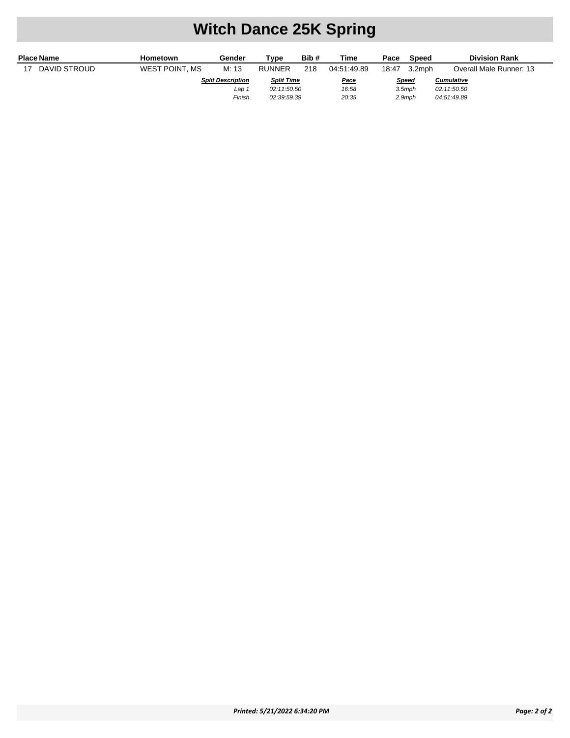# Witch Dance 25K Spring

| Place | Name | Hometown | Gender | Type | Bib # | Time | Pace | Speed | Division Rank |
|---|---|---|---|---|---|---|---|---|---|
| 17 | DAVID STROUD | WEST POINT, MS | M: 13 | RUNNER | 218 | 04:51:49.89 | 18:47 | 3.2mph | Overall Male Runner: 13 |

| *Split Description* | *Split Time* | *Pace* | *Speed* | *Cumulative* |
|---|---|---|---|---|
| *Lap 1* | *02:11:50.50* | *16:58* | *3.5mph* | *02:11:50.50* |
| *Finish* | *02:39:59.39* | *20:35* | *2.9mph* | *04:51:49.89* |

***Printed: 5/21/2022 6:34:20 PM***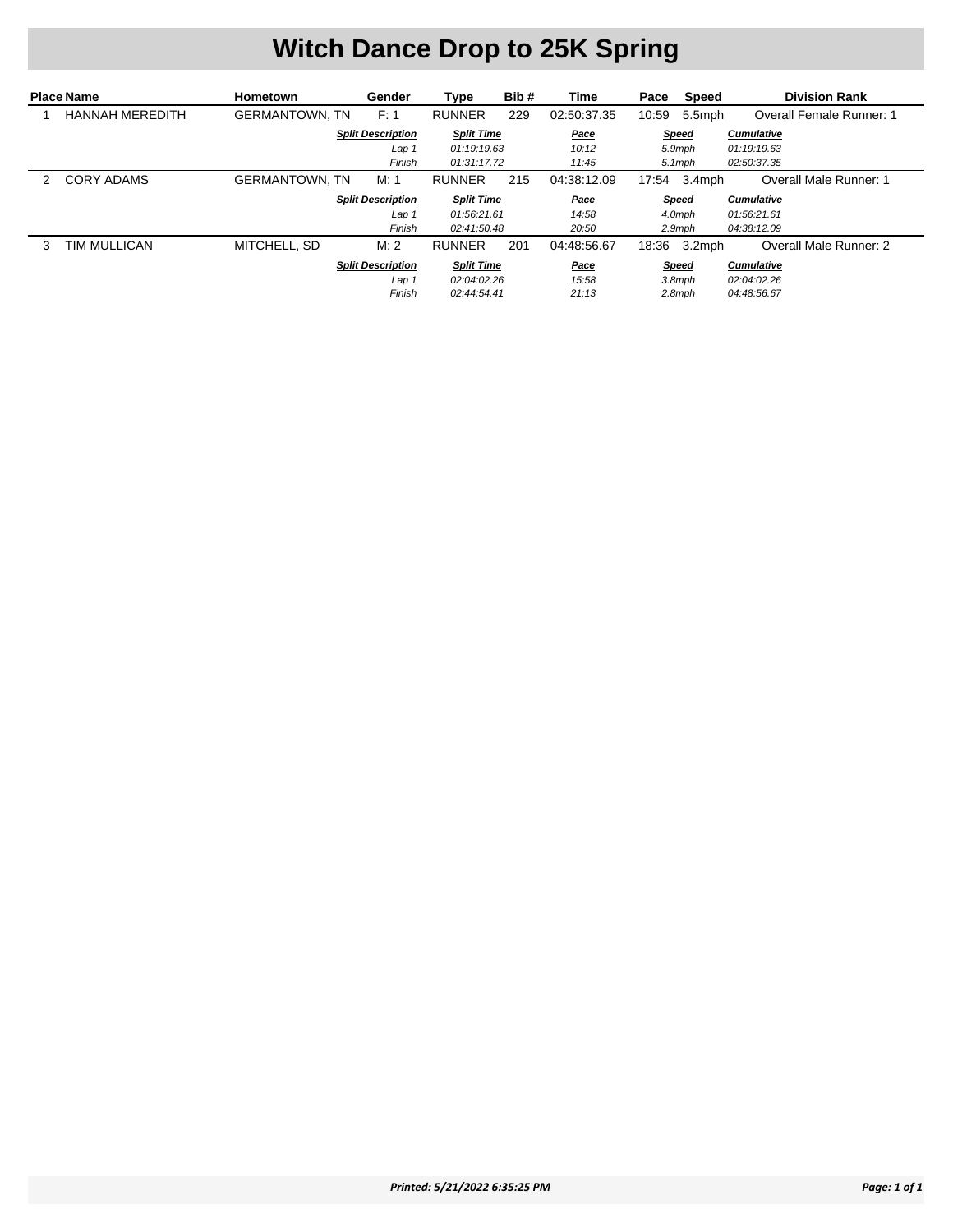# Witch Dance Drop to 25K Spring

| Place | Name | Hometown | Gender | Type | Bib # | Time | Pace | Speed | Division Rank |
|---|---|---|---|---|---|---|---|---|---|
| 1 | HANNAH MEREDITH | GERMANTOWN, TN | F: 1 | RUNNER | 229 | 02:50:37.35 | 10:59 | 5.5mph | Overall Female Runner: 1 |

| Split Description | Split Time | Pace | Speed | Cumulative |
|---|---|---|---|---|
| Lap 1 | 01:19:19.63 | 10:12 | 5.9mph | 01:19:19.63 |
| Finish | 01:31:17.72 | 11:45 | 5.1mph | 02:50:37.35 |

| Place | Name | Hometown | Gender | Type | Bib # | Time | Pace | Speed | Division Rank |
|---|---|---|---|---|---|---|---|---|---|
| 2 | CORY ADAMS | GERMANTOWN, TN | M: 1 | RUNNER | 215 | 04:38:12.09 | 17:54 | 3.4mph | Overall Male Runner: 1 |

| Split Description | Split Time | Pace | Speed | Cumulative |
|---|---|---|---|---|
| Lap 1 | 01:56:21.61 | 14:58 | 4.0mph | 01:56:21.61 |
| Finish | 02:41:50.48 | 20:50 | 2.9mph | 04:38:12.09 |

| Place | Name | Hometown | Gender | Type | Bib # | Time | Pace | Speed | Division Rank |
|---|---|---|---|---|---|---|---|---|---|
| 3 | TIM MULLICAN | MITCHELL, SD | M: 2 | RUNNER | 201 | 04:48:56.67 | 18:36 | 3.2mph | Overall Male Runner: 2 |

| Split Description | Split Time | Pace | Speed | Cumulative |
|---|---|---|---|---|
| Lap 1 | 02:04:02.26 | 15:58 | 3.8mph | 02:04:02.26 |
| Finish | 02:44:54.41 | 21:13 | 2.8mph | 04:48:56.67 |

*Printed: 5/21/2022 6:35:25 PM*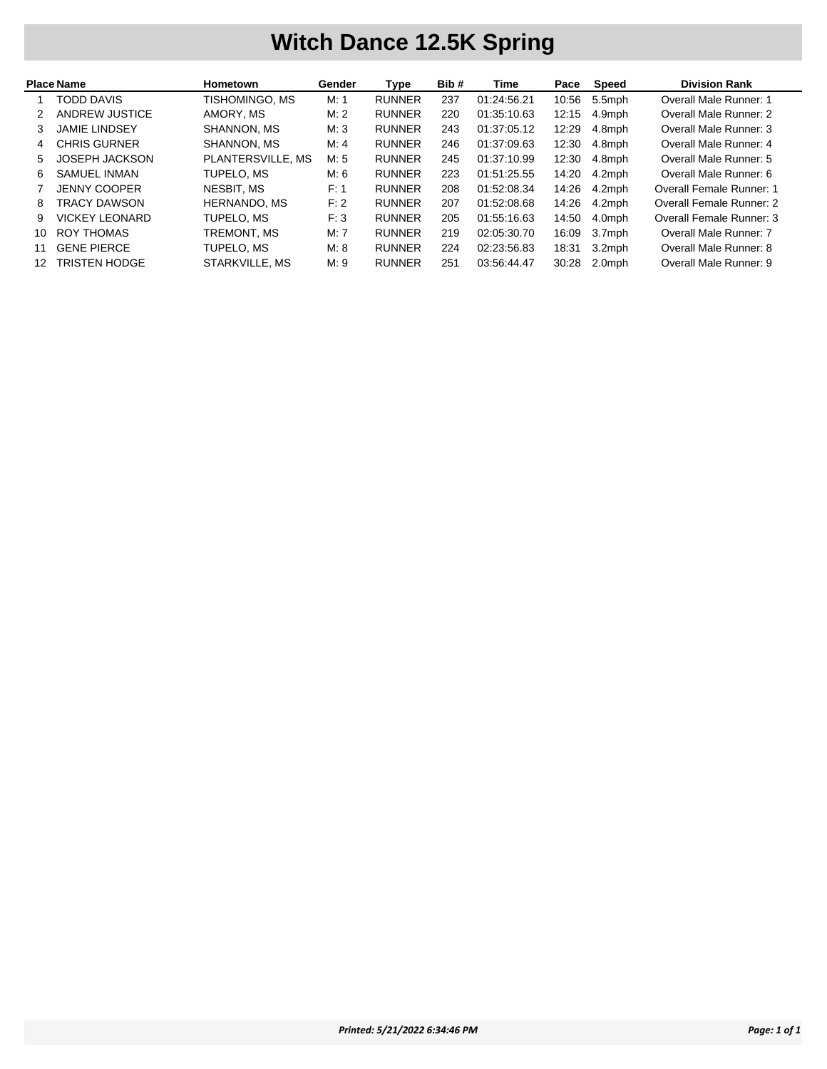# Witch Dance 12.5K Spring

| Place | Name | Hometown | Gender | Type | Bib # | Time | Pace | Speed | Division Rank |
|---|---|---|---|---|---|---|---|---|---|
| 1 | TODD DAVIS | TISHOMINGO, MS | M: 1 | RUNNER | 237 | 01:24:56.21 | 10:56 | 5.5mph | Overall Male Runner: 1 |
| 2 | ANDREW JUSTICE | AMORY, MS | M: 2 | RUNNER | 220 | 01:35:10.63 | 12:15 | 4.9mph | Overall Male Runner: 2 |
| 3 | JAMIE LINDSEY | SHANNON, MS | M: 3 | RUNNER | 243 | 01:37:05.12 | 12:29 | 4.8mph | Overall Male Runner: 3 |
| 4 | CHRIS GURNER | SHANNON, MS | M: 4 | RUNNER | 246 | 01:37:09.63 | 12:30 | 4.8mph | Overall Male Runner: 4 |
| 5 | JOSEPH JACKSON | PLANTERSVILLE, MS | M: 5 | RUNNER | 245 | 01:37:10.99 | 12:30 | 4.8mph | Overall Male Runner: 5 |
| 6 | SAMUEL INMAN | TUPELO, MS | M: 6 | RUNNER | 223 | 01:51:25.55 | 14:20 | 4.2mph | Overall Male Runner: 6 |
| 7 | JENNY COOPER | NESBIT, MS | F: 1 | RUNNER | 208 | 01:52:08.34 | 14:26 | 4.2mph | Overall Female Runner: 1 |
| 8 | TRACY DAWSON | HERNANDO, MS | F: 2 | RUNNER | 207 | 01:52:08.68 | 14:26 | 4.2mph | Overall Female Runner: 2 |
| 9 | VICKEY LEONARD | TUPELO, MS | F: 3 | RUNNER | 205 | 01:55:16.63 | 14:50 | 4.0mph | Overall Female Runner: 3 |
| 10 | ROY THOMAS | TREMONT, MS | M: 7 | RUNNER | 219 | 02:05:30.70 | 16:09 | 3.7mph | Overall Male Runner: 7 |
| 11 | GENE PIERCE | TUPELO, MS | M: 8 | RUNNER | 224 | 02:23:56.83 | 18:31 | 3.2mph | Overall Male Runner: 8 |
| 12 | TRISTEN HODGE | STARKVILLE, MS | M: 9 | RUNNER | 251 | 03:56:44.47 | 30:28 | 2.0mph | Overall Male Runner: 9 |

*Printed: 5/21/2022 6:34:46 PM*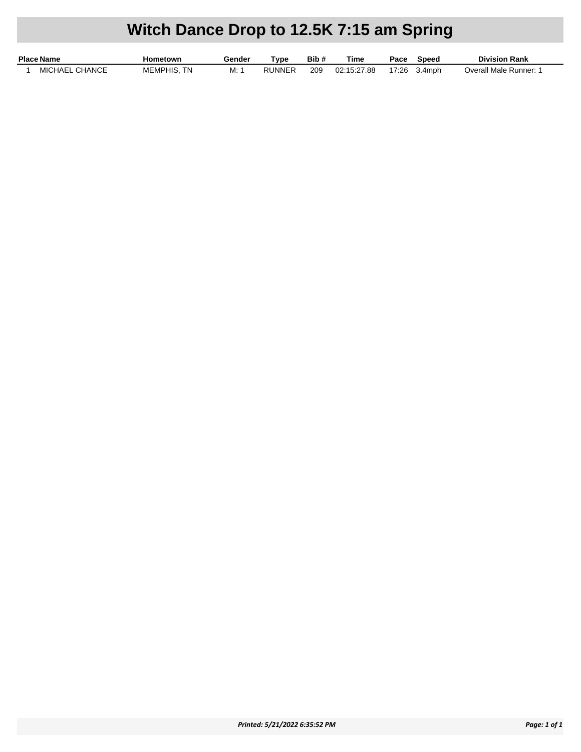# Witch Dance Drop to 12.5K 7:15 am Spring

| Place | Name | Hometown | Gender | Type | Bib # | Time | Pace | Speed | Division Rank |
|---|---|---|---|---|---|---|---|---|---|
| 1 | MICHAEL CHANCE | MEMPHIS, TN | M: 1 | RUNNER | 209 | 02:15:27.88 | 17:26 | 3.4mph | Overall Male Runner: 1 |

*Printed: 5/21/2022 6:35:52 PM*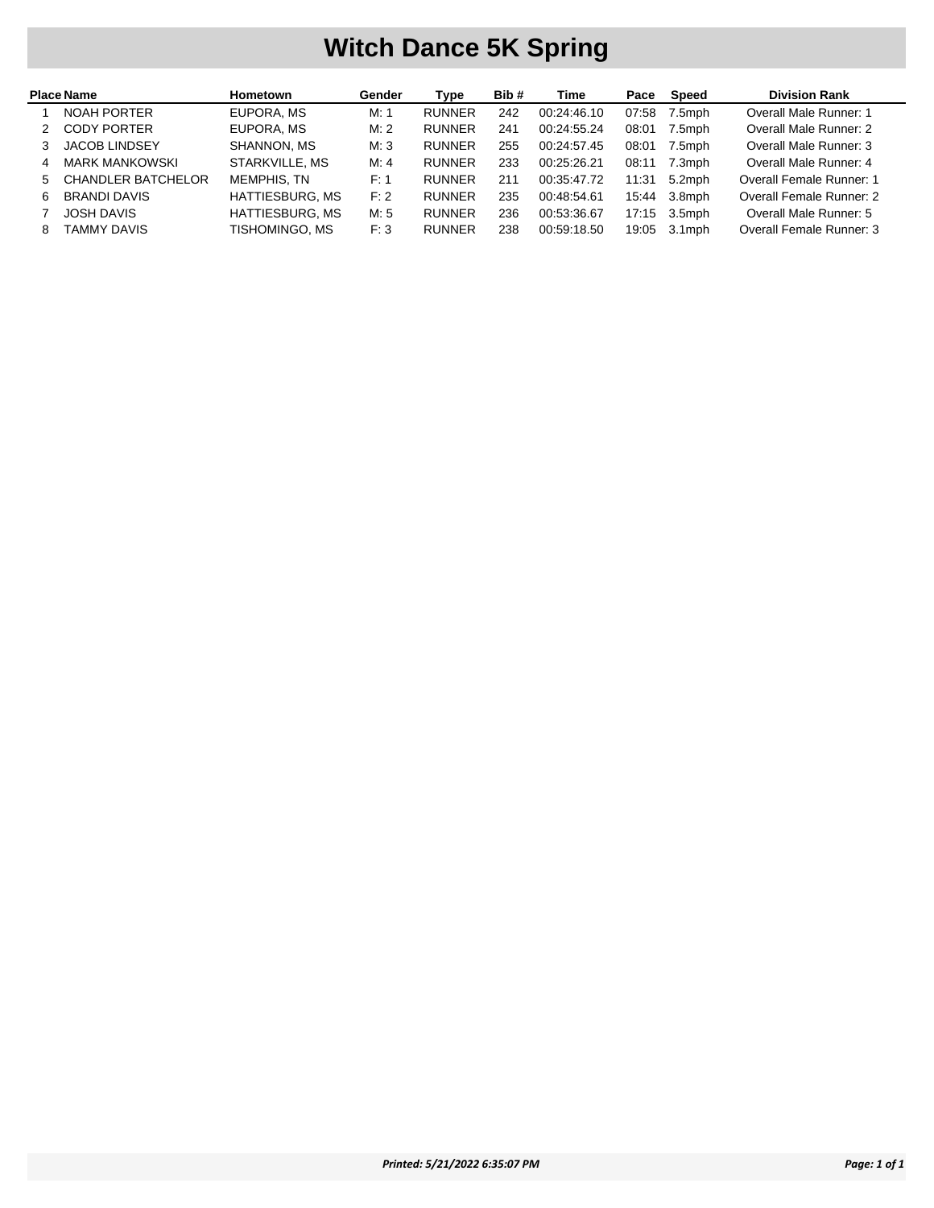# Witch Dance 5K Spring

| Place | Name | Hometown | Gender | Type | Bib # | Time | Pace | Speed | Division Rank |
|---|---|---|---|---|---|---|---|---|---|
| 1 | NOAH PORTER | EUPORA, MS | M: 1 | RUNNER | 242 | 00:24:46.10 | 07:58 | 7.5mph | Overall Male Runner: 1 |
| 2 | CODY PORTER | EUPORA, MS | M: 2 | RUNNER | 241 | 00:24:55.24 | 08:01 | 7.5mph | Overall Male Runner: 2 |
| 3 | JACOB LINDSEY | SHANNON, MS | M: 3 | RUNNER | 255 | 00:24:57.45 | 08:01 | 7.5mph | Overall Male Runner: 3 |
| 4 | MARK MANKOWSKI | STARKVILLE, MS | M: 4 | RUNNER | 233 | 00:25:26.21 | 08:11 | 7.3mph | Overall Male Runner: 4 |
| 5 | CHANDLER BATCHELOR | MEMPHIS, TN | F: 1 | RUNNER | 211 | 00:35:47.72 | 11:31 | 5.2mph | Overall Female Runner: 1 |
| 6 | BRANDI DAVIS | HATTIESBURG, MS | F: 2 | RUNNER | 235 | 00:48:54.61 | 15:44 | 3.8mph | Overall Female Runner: 2 |
| 7 | JOSH DAVIS | HATTIESBURG, MS | M: 5 | RUNNER | 236 | 00:53:36.67 | 17:15 | 3.5mph | Overall Male Runner: 5 |
| 8 | TAMMY DAVIS | TISHOMINGO, MS | F: 3 | RUNNER | 238 | 00:59:18.50 | 19:05 | 3.1mph | Overall Female Runner: 3 |

*Printed: 5/21/2022 6:35:07 PM*